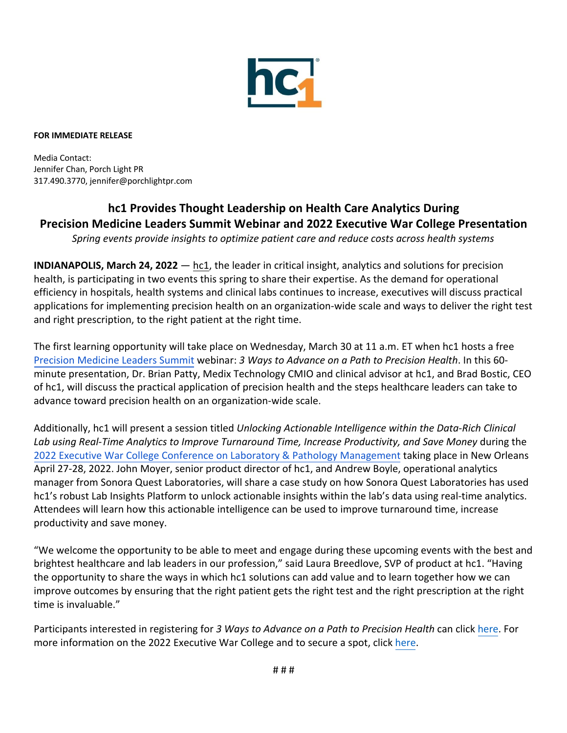**FOR IMMEDIATE RELEASE**

Media Contact:
Jennifer Chan, Porch Light PR
317.490.3770, jennifer@porchlightpr.com

# hc1 Provides Thought Leadership on Health Care Analytics During Precision Medicine Leaders Summit Webinar and 2022 Executive War College Presentation

*Spring events provide insights to optimize patient care and reduce costs across health systems*

**INDIANAPOLIS, March 24, 2022** — hc1, the leader in critical insight, analytics and solutions for precision health, is participating in two events this spring to share their expertise. As the demand for operational efficiency in hospitals, health systems and clinical labs continues to increase, executives will discuss practical applications for implementing precision health on an organization-wide scale and ways to deliver the right test and right prescription, to the right patient at the right time.

The first learning opportunity will take place on Wednesday, March 30 at 11 a.m. ET when hc1 hosts a free Precision Medicine Leaders Summit webinar: *3 Ways to Advance on a Path to Precision Health*. In this 60-minute presentation, Dr. Brian Patty, Medix Technology CMIO and clinical advisor at hc1, and Brad Bostic, CEO of hc1, will discuss the practical application of precision health and the steps healthcare leaders can take to advance toward precision health on an organization-wide scale.

Additionally, hc1 will present a session titled *Unlocking Actionable Intelligence within the Data-Rich Clinical Lab using Real-Time Analytics to Improve Turnaround Time, Increase Productivity, and Save Money* during the 2022 Executive War College Conference on Laboratory & Pathology Management taking place in New Orleans April 27-28, 2022. John Moyer, senior product director of hc1, and Andrew Boyle, operational analytics manager from Sonora Quest Laboratories, will share a case study on how Sonora Quest Laboratories has used hc1's robust Lab Insights Platform to unlock actionable insights within the lab's data using real-time analytics. Attendees will learn how this actionable intelligence can be used to improve turnaround time, increase productivity and save money.

"We welcome the opportunity to be able to meet and engage during these upcoming events with the best and brightest healthcare and lab leaders in our profession," said Laura Breedlove, SVP of product at hc1. "Having the opportunity to share the ways in which hc1 solutions can add value and to learn together how we can improve outcomes by ensuring that the right patient gets the right test and the right prescription at the right time is invaluable."

Participants interested in registering for *3 Ways to Advance on a Path to Precision Health* can click here. For more information on the 2022 Executive War College and to secure a spot, click here.

# # #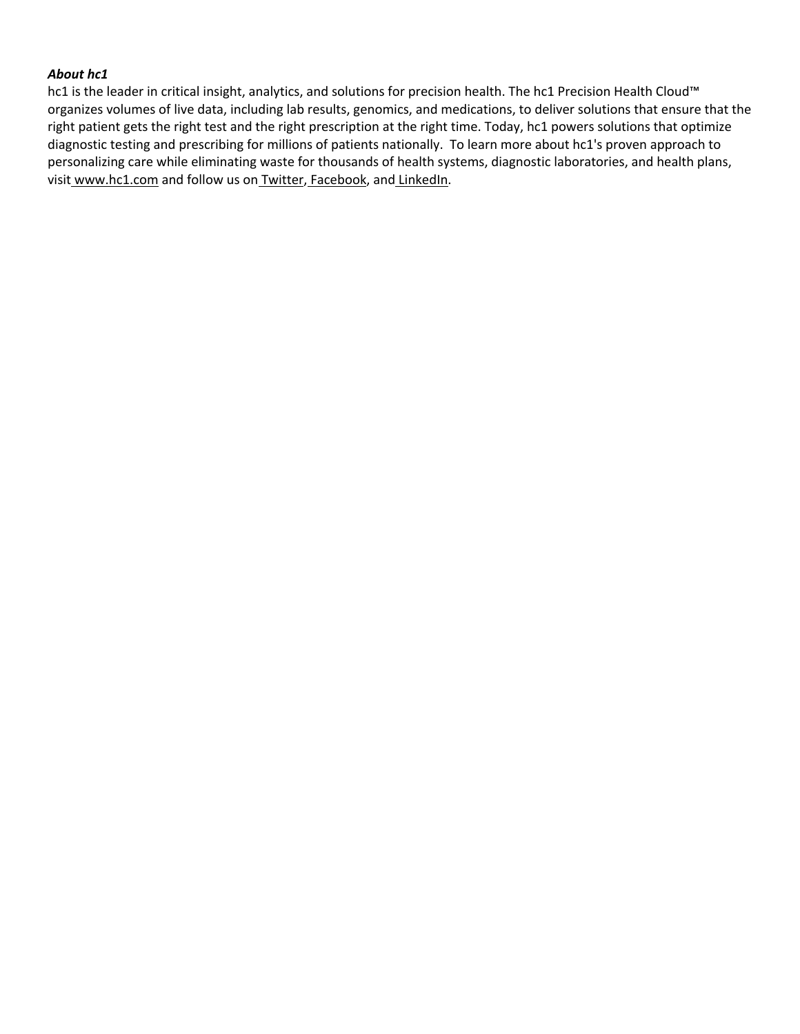***About hc1***

hc1 is the leader in critical insight, analytics, and solutions for precision health. The hc1 Precision Health Cloud™ organizes volumes of live data, including lab results, genomics, and medications, to deliver solutions that ensure that the right patient gets the right test and the right prescription at the right time. Today, hc1 powers solutions that optimize diagnostic testing and prescribing for millions of patients nationally. To learn more about hc1's proven approach to personalizing care while eliminating waste for thousands of health systems, diagnostic laboratories, and health plans, visit www.hc1.com and follow us on Twitter, Facebook, and LinkedIn.